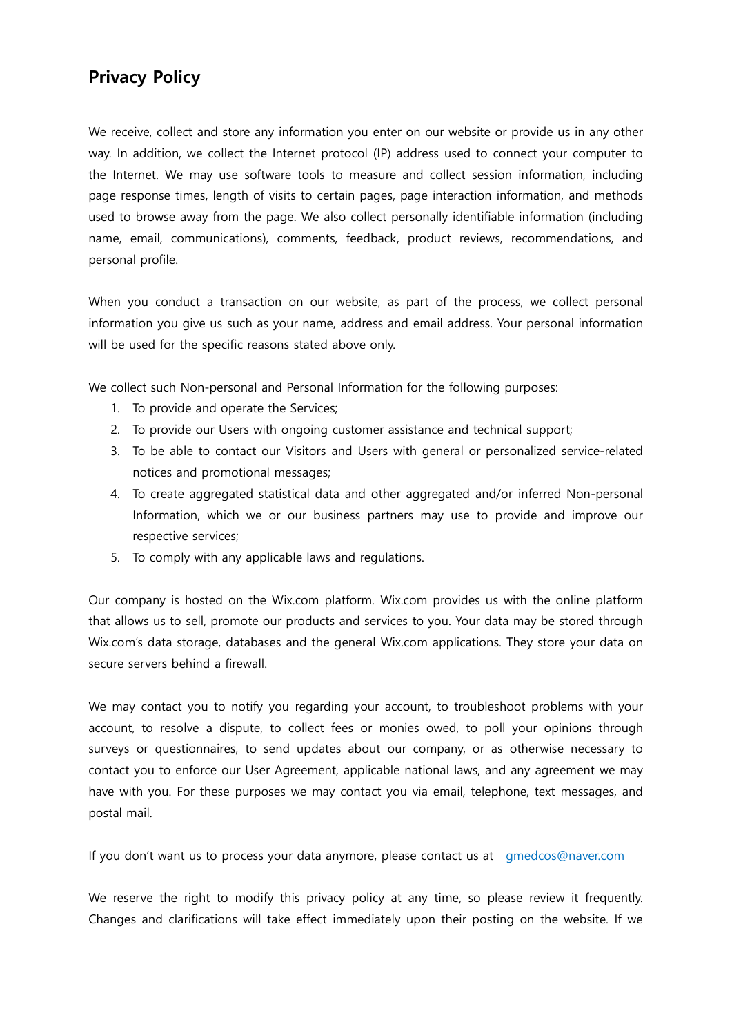## Privacy Policy

We receive, collect and store any information you enter on our website or provide us in any other way. In addition, we collect the Internet protocol (IP) address used to connect your computer to the Internet. We may use software tools to measure and collect session information, including page response times, length of visits to certain pages, page interaction information, and methods used to browse away from the page. We also collect personally identifiable information (including name, email, communications), comments, feedback, product reviews, recommendations, and personal profile.

When you conduct a transaction on our website, as part of the process, we collect personal information you give us such as your name, address and email address. Your personal information will be used for the specific reasons stated above only.

We collect such Non-personal and Personal Information for the following purposes:

1. To provide and operate the Services;
2. To provide our Users with ongoing customer assistance and technical support;
3. To be able to contact our Visitors and Users with general or personalized service-related notices and promotional messages;
4. To create aggregated statistical data and other aggregated and/or inferred Non-personal Information, which we or our business partners may use to provide and improve our respective services;
5. To comply with any applicable laws and regulations.

Our company is hosted on the Wix.com platform. Wix.com provides us with the online platform that allows us to sell, promote our products and services to you. Your data may be stored through Wix.com's data storage, databases and the general Wix.com applications. They store your data on secure servers behind a firewall.

We may contact you to notify you regarding your account, to troubleshoot problems with your account, to resolve a dispute, to collect fees or monies owed, to poll your opinions through surveys or questionnaires, to send updates about our company, or as otherwise necessary to contact you to enforce our User Agreement, applicable national laws, and any agreement we may have with you. For these purposes we may contact you via email, telephone, text messages, and postal mail.

If you don't want us to process your data anymore, please contact us at gmedcos@naver.com

We reserve the right to modify this privacy policy at any time, so please review it frequently. Changes and clarifications will take effect immediately upon their posting on the website. If we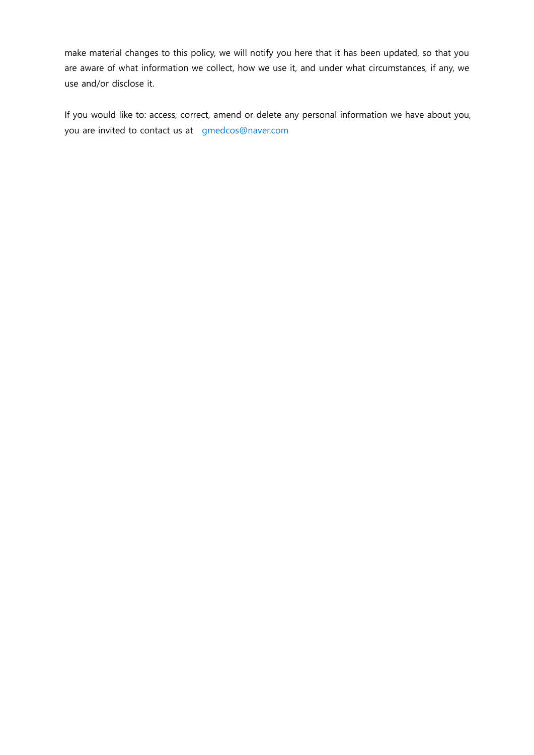make material changes to this policy, we will notify you here that it has been updated, so that you are aware of what information we collect, how we use it, and under what circumstances, if any, we use and/or disclose it.

If you would like to: access, correct, amend or delete any personal information we have about you, you are invited to contact us at gmedcos@naver.com